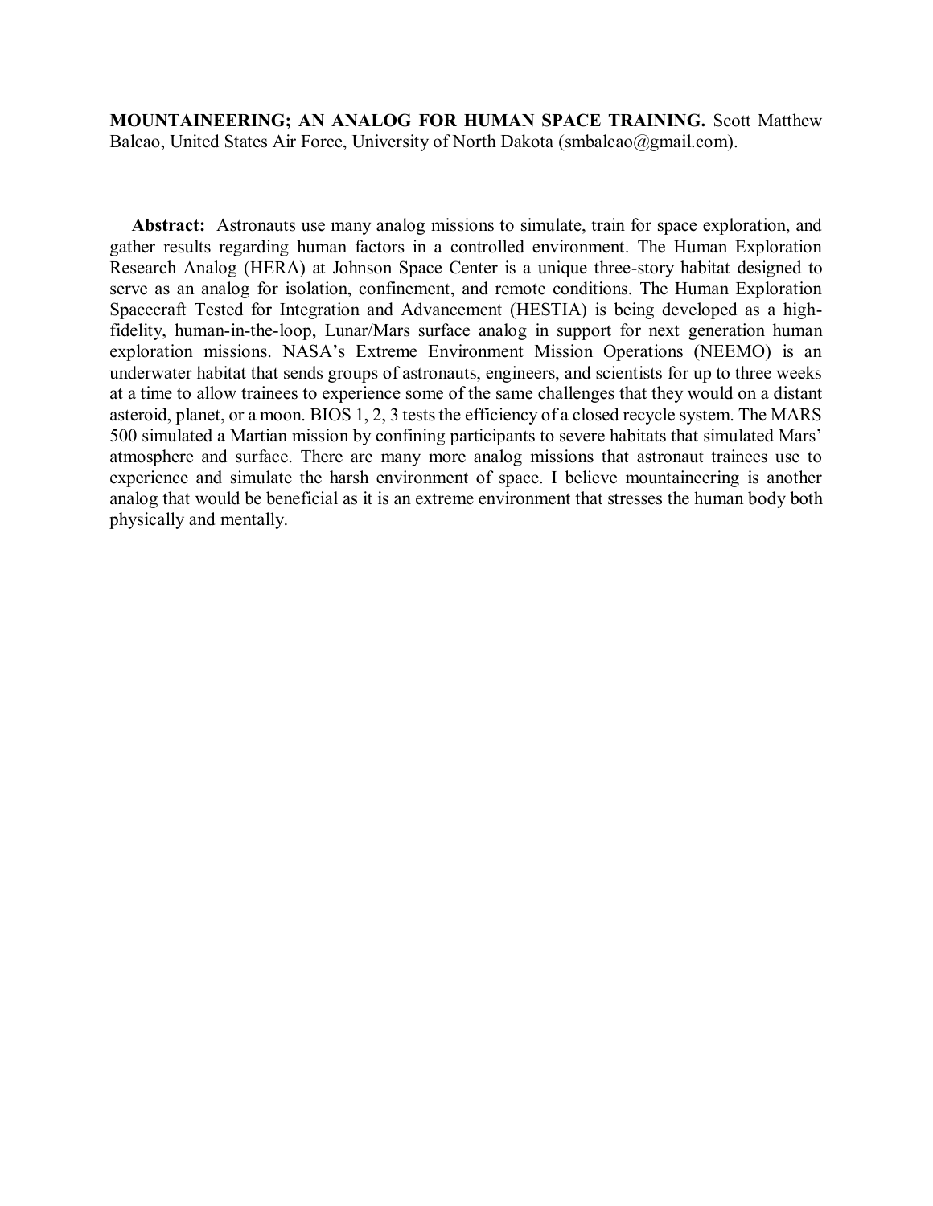**MOUNTAINEERING; AN ANALOG FOR HUMAN SPACE TRAINING.** Scott Matthew Balcao, United States Air Force, University of North Dakota (smbalcao@gmail.com).

**Abstract:** Astronauts use many analog missions to simulate, train for space exploration, and gather results regarding human factors in a controlled environment. The Human Exploration Research Analog (HERA) at Johnson Space Center is a unique three-story habitat designed to serve as an analog for isolation, confinement, and remote conditions. The Human Exploration Spacecraft Tested for Integration and Advancement (HESTIA) is being developed as a high-fidelity, human-in-the-loop, Lunar/Mars surface analog in support for next generation human exploration missions. NASA's Extreme Environment Mission Operations (NEEMO) is an underwater habitat that sends groups of astronauts, engineers, and scientists for up to three weeks at a time to allow trainees to experience some of the same challenges that they would on a distant asteroid, planet, or a moon. BIOS 1, 2, 3 tests the efficiency of a closed recycle system. The MARS 500 simulated a Martian mission by confining participants to severe habitats that simulated Mars' atmosphere and surface. There are many more analog missions that astronaut trainees use to experience and simulate the harsh environment of space. I believe mountaineering is another analog that would be beneficial as it is an extreme environment that stresses the human body both physically and mentally.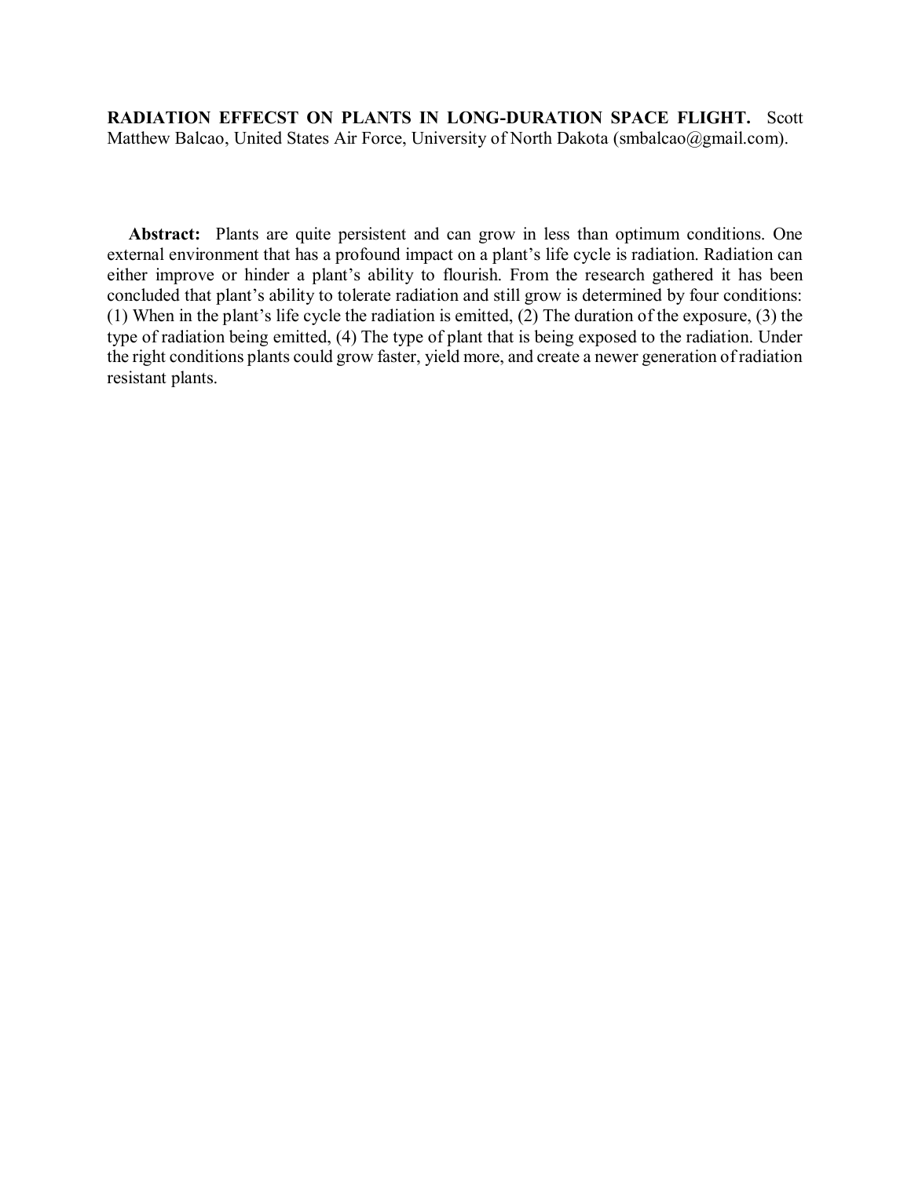**RADIATION EFFECST ON PLANTS IN LONG-DURATION SPACE FLIGHT.** Scott Matthew Balcao, United States Air Force, University of North Dakota (smbalcao@gmail.com).

**Abstract:** Plants are quite persistent and can grow in less than optimum conditions. One external environment that has a profound impact on a plant's life cycle is radiation. Radiation can either improve or hinder a plant's ability to flourish. From the research gathered it has been concluded that plant's ability to tolerate radiation and still grow is determined by four conditions: (1) When in the plant's life cycle the radiation is emitted, (2) The duration of the exposure, (3) the type of radiation being emitted, (4) The type of plant that is being exposed to the radiation. Under the right conditions plants could grow faster, yield more, and create a newer generation of radiation resistant plants.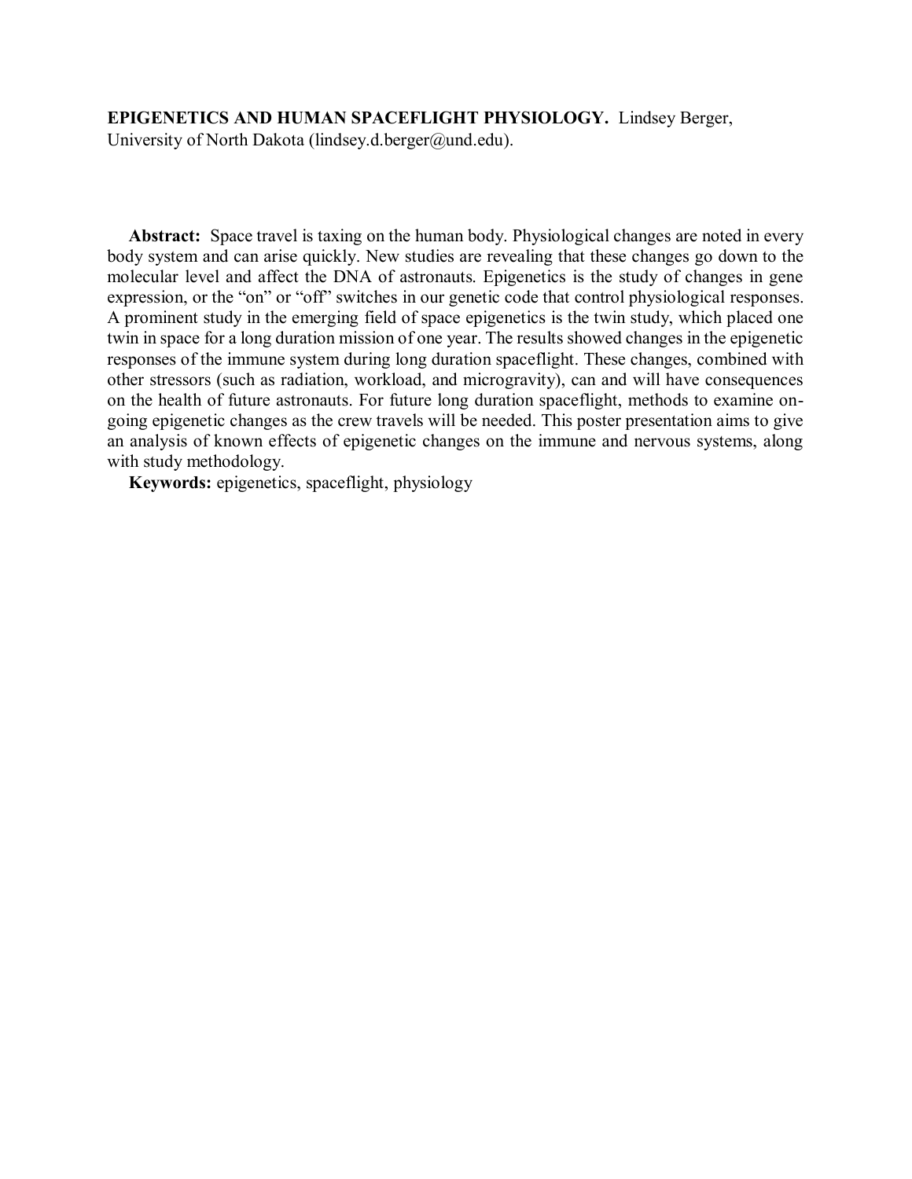**EPIGENETICS AND HUMAN SPACEFLIGHT PHYSIOLOGY.** Lindsey Berger, University of North Dakota (lindsey.d.berger@und.edu).

**Abstract:** Space travel is taxing on the human body. Physiological changes are noted in every body system and can arise quickly. New studies are revealing that these changes go down to the molecular level and affect the DNA of astronauts. Epigenetics is the study of changes in gene expression, or the "on" or "off" switches in our genetic code that control physiological responses. A prominent study in the emerging field of space epigenetics is the twin study, which placed one twin in space for a long duration mission of one year. The results showed changes in the epigenetic responses of the immune system during long duration spaceflight. These changes, combined with other stressors (such as radiation, workload, and microgravity), can and will have consequences on the health of future astronauts. For future long duration spaceflight, methods to examine on-going epigenetic changes as the crew travels will be needed. This poster presentation aims to give an analysis of known effects of epigenetic changes on the immune and nervous systems, along with study methodology.

**Keywords:** epigenetics, spaceflight, physiology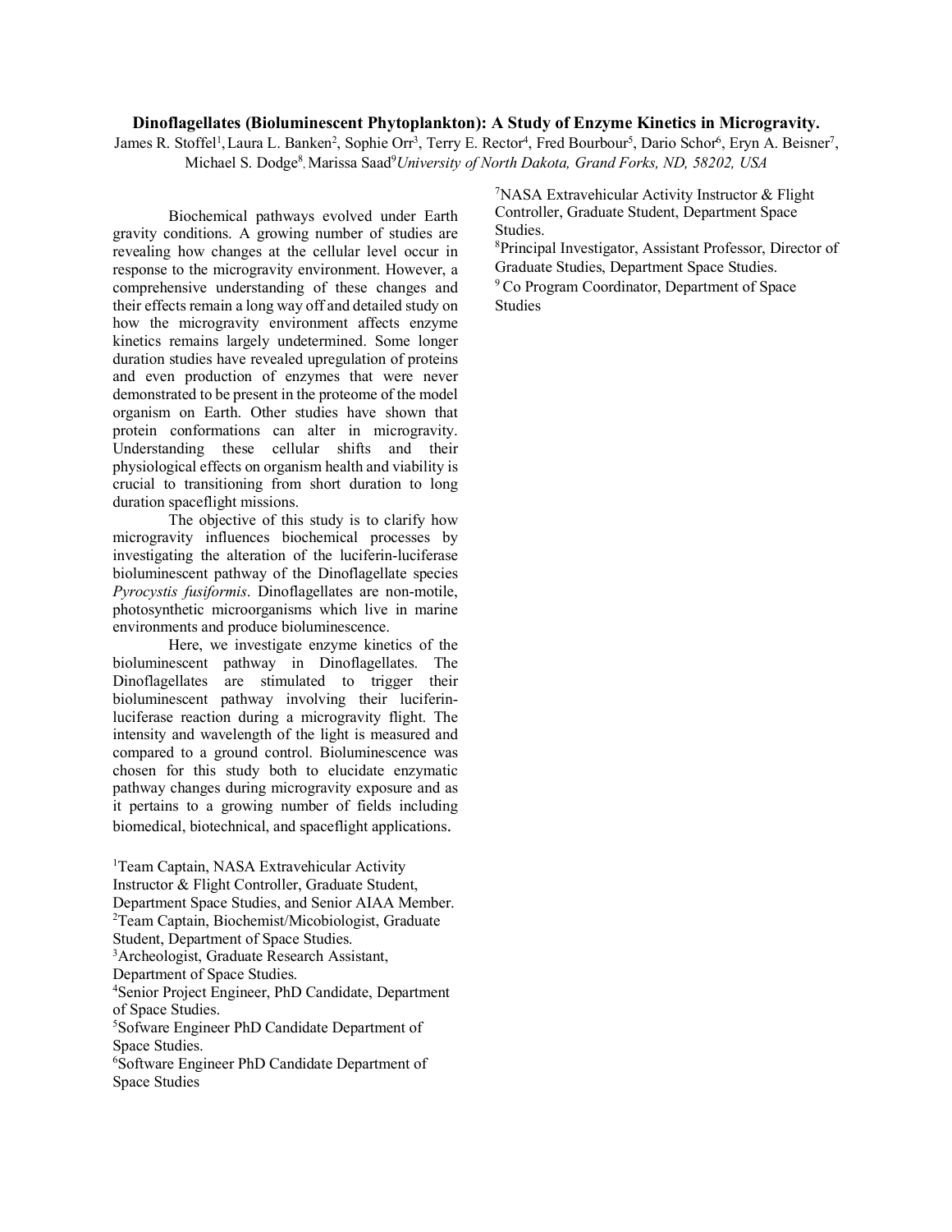**Dinoflagellates (Bioluminescent Phytoplankton): A Study of Enzyme Kinetics in Microgravity.**

James R. Stoffel[1], Laura L. Banken[2], Sophie Orr[3], Terry E. Rector[4], Fred Bourbour[5], Dario Schor[6], Eryn A. Beisner[7], Michael S. Dodge[8], Marissa Saad[9] *University of North Dakota, Grand Forks, ND, 58202, USA*

Biochemical pathways evolved under Earth gravity conditions. A growing number of studies are revealing how changes at the cellular level occur in response to the microgravity environment. However, a comprehensive understanding of these changes and their effects remain a long way off and detailed study on how the microgravity environment affects enzyme kinetics remains largely undetermined. Some longer duration studies have revealed upregulation of proteins and even production of enzymes that were never demonstrated to be present in the proteome of the model organism on Earth. Other studies have shown that protein conformations can alter in microgravity. Understanding these cellular shifts and their physiological effects on organism health and viability is crucial to transitioning from short duration to long duration spaceflight missions.

The objective of this study is to clarify how microgravity influences biochemical processes by investigating the alteration of the luciferin-luciferase bioluminescent pathway of the Dinoflagellate species *Pyrocystis fusiformis*. Dinoflagellates are non-motile, photosynthetic microorganisms which live in marine environments and produce bioluminescence.

Here, we investigate enzyme kinetics of the bioluminescent pathway in Dinoflagellates. The Dinoflagellates are stimulated to trigger their bioluminescent pathway involving their luciferin-luciferase reaction during a microgravity flight. The intensity and wavelength of the light is measured and compared to a ground control. Bioluminescence was chosen for this study both to elucidate enzymatic pathway changes during microgravity exposure and as it pertains to a growing number of fields including biomedical, biotechnical, and spaceflight applications.

[1]Team Captain, NASA Extravehicular Activity Instructor & Flight Controller, Graduate Student, Department Space Studies, and Senior AIAA Member.
[2]Team Captain, Biochemist/Micobiologist, Graduate Student, Department of Space Studies.
[3]Archeologist, Graduate Research Assistant, Department of Space Studies.
[4]Senior Project Engineer, PhD Candidate, Department of Space Studies.
[5]Sofware Engineer PhD Candidate Department of Space Studies.
[6]Software Engineer PhD Candidate Department of Space Studies
[7]NASA Extravehicular Activity Instructor & Flight Controller, Graduate Student, Department Space Studies.
[8]Principal Investigator, Assistant Professor, Director of Graduate Studies, Department Space Studies.
[9]Co Program Coordinator, Department of Space Studies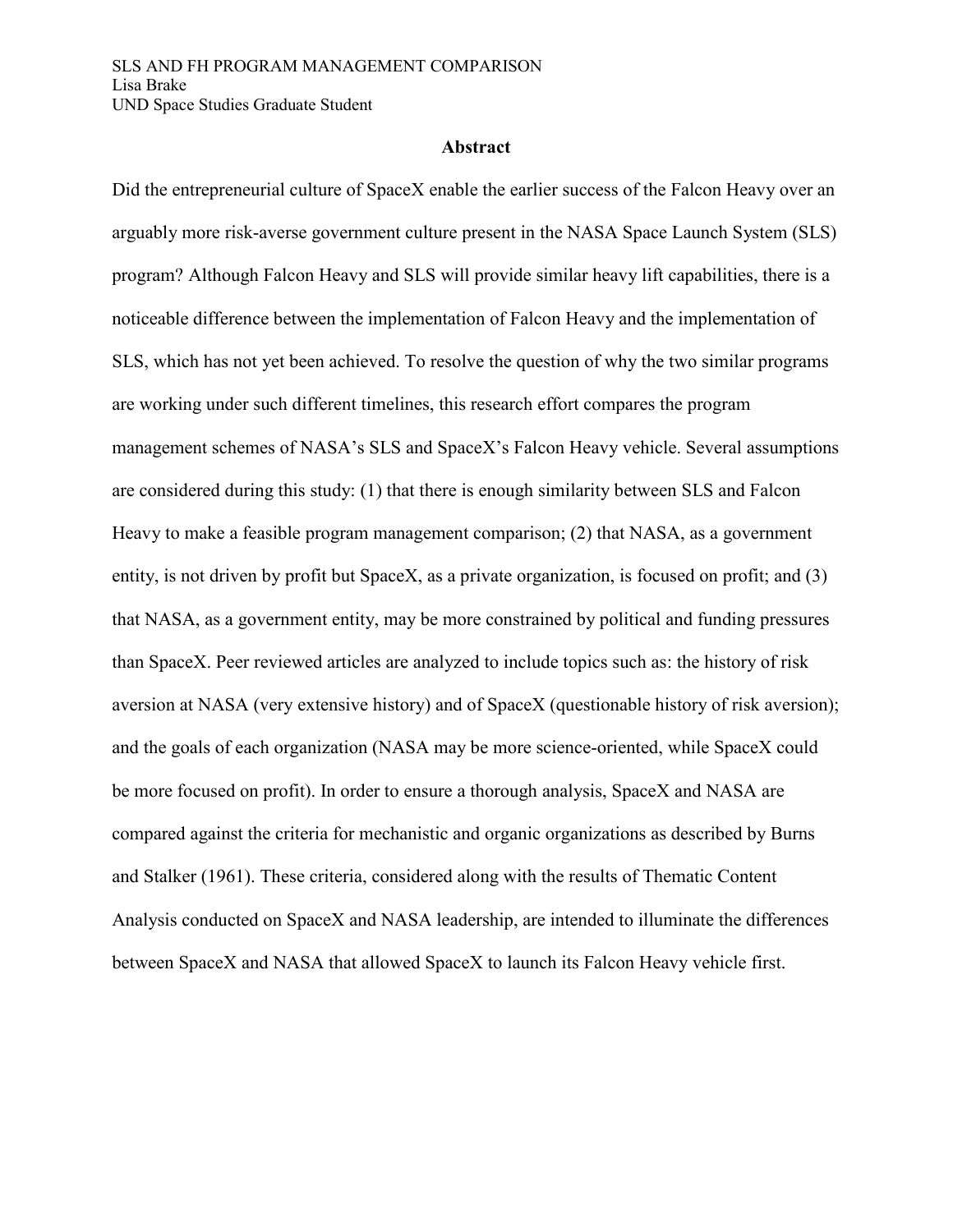SLS AND FH PROGRAM MANAGEMENT COMPARISON
Lisa Brake
UND Space Studies Graduate Student

## Abstract

Did the entrepreneurial culture of SpaceX enable the earlier success of the Falcon Heavy over an arguably more risk-averse government culture present in the NASA Space Launch System (SLS) program? Although Falcon Heavy and SLS will provide similar heavy lift capabilities, there is a noticeable difference between the implementation of Falcon Heavy and the implementation of SLS, which has not yet been achieved. To resolve the question of why the two similar programs are working under such different timelines, this research effort compares the program management schemes of NASA's SLS and SpaceX's Falcon Heavy vehicle. Several assumptions are considered during this study: (1) that there is enough similarity between SLS and Falcon Heavy to make a feasible program management comparison; (2) that NASA, as a government entity, is not driven by profit but SpaceX, as a private organization, is focused on profit; and (3) that NASA, as a government entity, may be more constrained by political and funding pressures than SpaceX. Peer reviewed articles are analyzed to include topics such as: the history of risk aversion at NASA (very extensive history) and of SpaceX (questionable history of risk aversion); and the goals of each organization (NASA may be more science-oriented, while SpaceX could be more focused on profit). In order to ensure a thorough analysis, SpaceX and NASA are compared against the criteria for mechanistic and organic organizations as described by Burns and Stalker (1961). These criteria, considered along with the results of Thematic Content Analysis conducted on SpaceX and NASA leadership, are intended to illuminate the differences between SpaceX and NASA that allowed SpaceX to launch its Falcon Heavy vehicle first.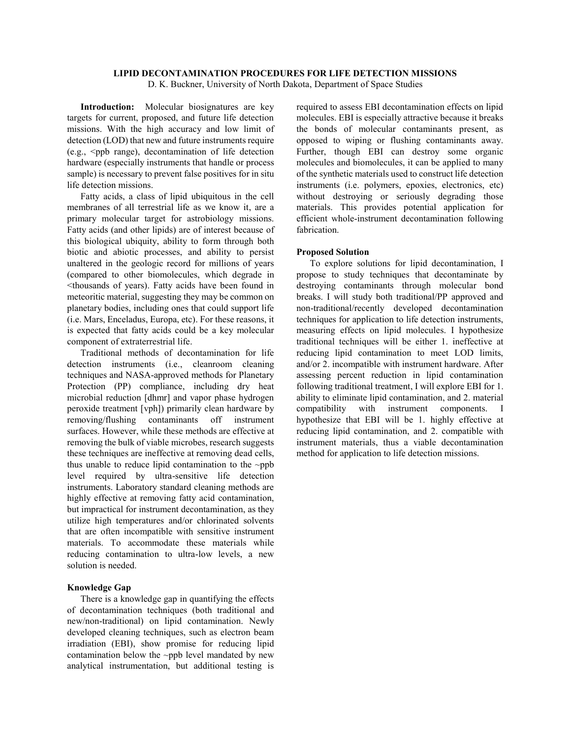# LIPID DECONTAMINATION PROCEDURES FOR LIFE DETECTION MISSIONS

D. K. Buckner, University of North Dakota, Department of Space Studies

**Introduction:** Molecular biosignatures are key targets for current, proposed, and future life detection missions. With the high accuracy and low limit of detection (LOD) that new and future instruments require (e.g., <ppb range), decontamination of life detection hardware (especially instruments that handle or process sample) is necessary to prevent false positives for in situ life detection missions.

Fatty acids, a class of lipid ubiquitous in the cell membranes of all terrestrial life as we know it, are a primary molecular target for astrobiology missions. Fatty acids (and other lipids) are of interest because of this biological ubiquity, ability to form through both biotic and abiotic processes, and ability to persist unaltered in the geologic record for millions of years (compared to other biomolecules, which degrade in <thousands of years). Fatty acids have been found in meteoritic material, suggesting they may be common on planetary bodies, including ones that could support life (i.e. Mars, Enceladus, Europa, etc). For these reasons, it is expected that fatty acids could be a key molecular component of extraterrestrial life.

Traditional methods of decontamination for life detection instruments (i.e., cleanroom cleaning techniques and NASA-approved methods for Planetary Protection (PP) compliance, including dry heat microbial reduction [dhmr] and vapor phase hydrogen peroxide treatment [vph]) primarily clean hardware by removing/flushing contaminants off instrument surfaces. However, while these methods are effective at removing the bulk of viable microbes, research suggests these techniques are ineffective at removing dead cells, thus unable to reduce lipid contamination to the ~ppb level required by ultra-sensitive life detection instruments. Laboratory standard cleaning methods are highly effective at removing fatty acid contamination, but impractical for instrument decontamination, as they utilize high temperatures and/or chlorinated solvents that are often incompatible with sensitive instrument materials. To accommodate these materials while reducing contamination to ultra-low levels, a new solution is needed.

## Knowledge Gap

There is a knowledge gap in quantifying the effects of decontamination techniques (both traditional and new/non-traditional) on lipid contamination. Newly developed cleaning techniques, such as electron beam irradiation (EBI), show promise for reducing lipid contamination below the ~ppb level mandated by new analytical instrumentation, but additional testing is required to assess EBI decontamination effects on lipid molecules. EBI is especially attractive because it breaks the bonds of molecular contaminants present, as opposed to wiping or flushing contaminants away. Further, though EBI can destroy some organic molecules and biomolecules, it can be applied to many of the synthetic materials used to construct life detection instruments (i.e. polymers, epoxies, electronics, etc) without destroying or seriously degrading those materials. This provides potential application for efficient whole-instrument decontamination following fabrication.

## Proposed Solution

To explore solutions for lipid decontamination, I propose to study techniques that decontaminate by destroying contaminants through molecular bond breaks. I will study both traditional/PP approved and non-traditional/recently developed decontamination techniques for application to life detection instruments, measuring effects on lipid molecules. I hypothesize traditional techniques will be either 1. ineffective at reducing lipid contamination to meet LOD limits, and/or 2. incompatible with instrument hardware. After assessing percent reduction in lipid contamination following traditional treatment, I will explore EBI for 1. ability to eliminate lipid contamination, and 2. material compatibility with instrument components. I hypothesize that EBI will be 1. highly effective at reducing lipid contamination, and 2. compatible with instrument materials, thus a viable decontamination method for application to life detection missions.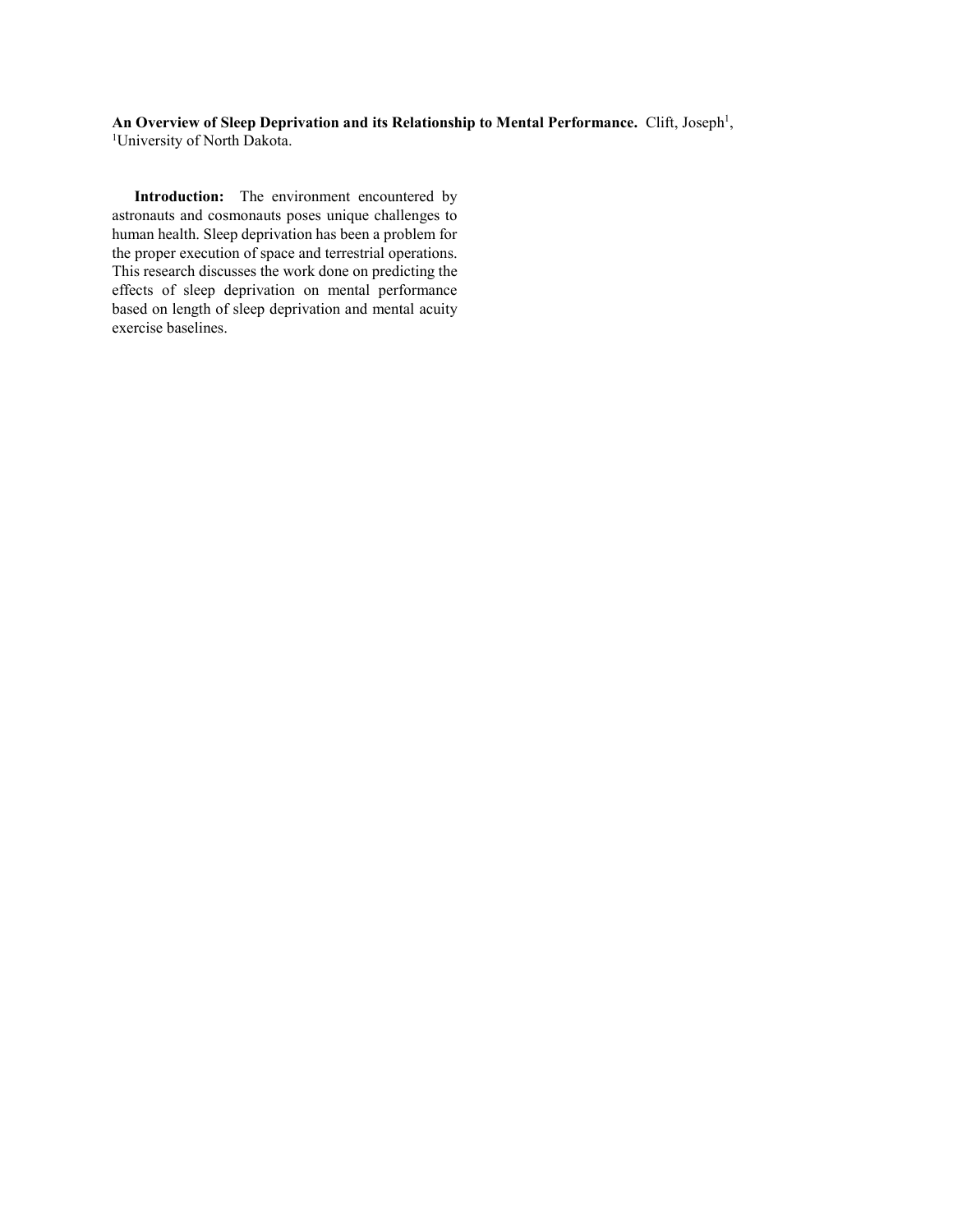**An Overview of Sleep Deprivation and its Relationship to Mental Performance.** Clift, Joseph[1], [1]University of North Dakota.

**Introduction:** The environment encountered by astronauts and cosmonauts poses unique challenges to human health. Sleep deprivation has been a problem for the proper execution of space and terrestrial operations. This research discusses the work done on predicting the effects of sleep deprivation on mental performance based on length of sleep deprivation and mental acuity exercise baselines.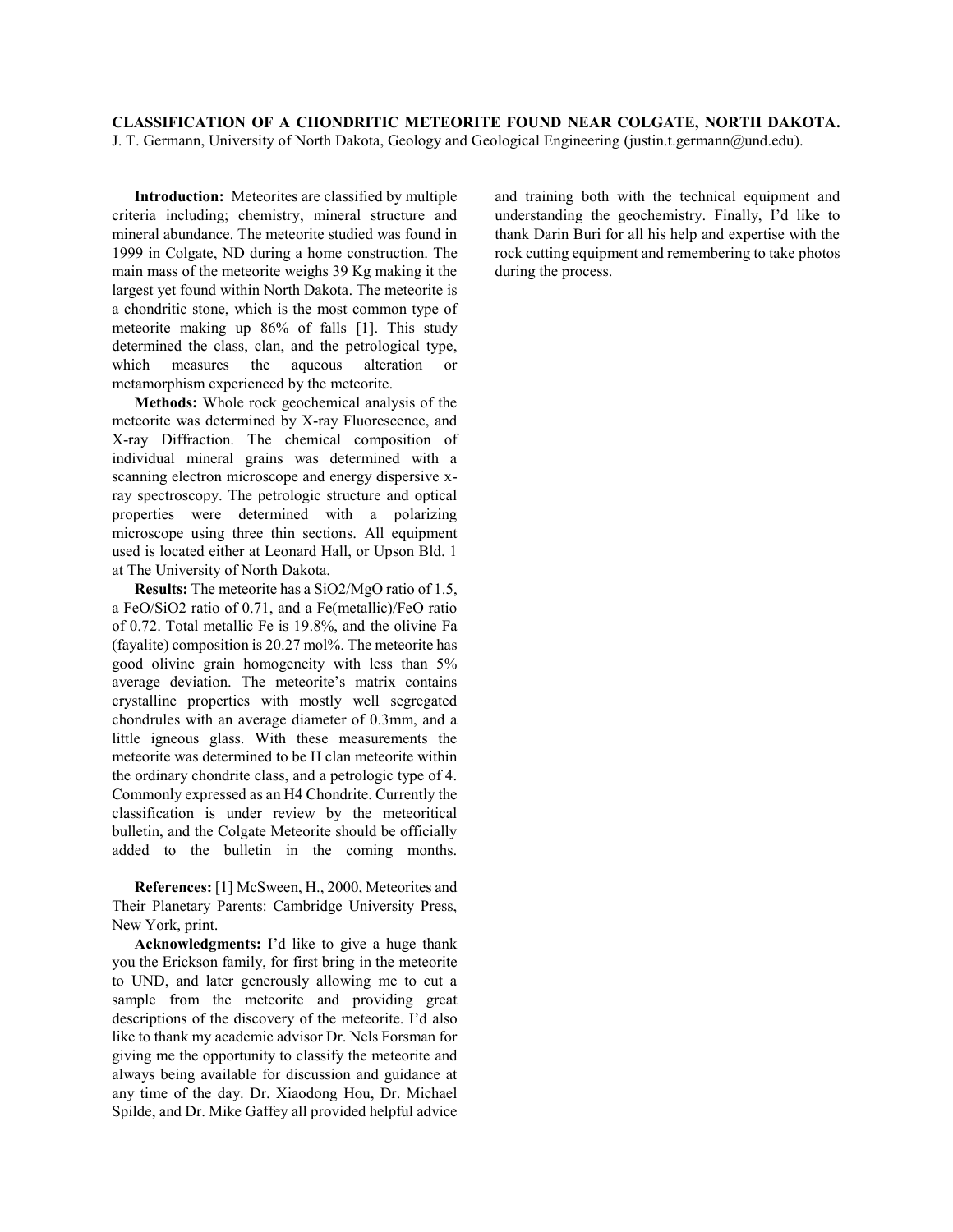**CLASSIFICATION OF A CHONDRITIC METEORITE FOUND NEAR COLGATE, NORTH DAKOTA.** J. T. Germann, University of North Dakota, Geology and Geological Engineering (justin.t.germann@und.edu).

**Introduction:** Meteorites are classified by multiple criteria including; chemistry, mineral structure and mineral abundance. The meteorite studied was found in 1999 in Colgate, ND during a home construction. The main mass of the meteorite weighs 39 Kg making it the largest yet found within North Dakota. The meteorite is a chondritic stone, which is the most common type of meteorite making up 86% of falls [1]. This study determined the class, clan, and the petrological type, which measures the aqueous alteration or metamorphism experienced by the meteorite.

**Methods:** Whole rock geochemical analysis of the meteorite was determined by X-ray Fluorescence, and X-ray Diffraction. The chemical composition of individual mineral grains was determined with a scanning electron microscope and energy dispersive x-ray spectroscopy. The petrologic structure and optical properties were determined with a polarizing microscope using three thin sections. All equipment used is located either at Leonard Hall, or Upson Bld. 1 at The University of North Dakota.

**Results:** The meteorite has a SiO2/MgO ratio of 1.5, a FeO/SiO2 ratio of 0.71, and a Fe(metallic)/FeO ratio of 0.72. Total metallic Fe is 19.8%, and the olivine Fa (fayalite) composition is 20.27 mol%. The meteorite has good olivine grain homogeneity with less than 5% average deviation. The meteorite's matrix contains crystalline properties with mostly well segregated chondrules with an average diameter of 0.3mm, and a little igneous glass. With these measurements the meteorite was determined to be H clan meteorite within the ordinary chondrite class, and a petrologic type of 4. Commonly expressed as an H4 Chondrite. Currently the classification is under review by the meteoritical bulletin, and the Colgate Meteorite should be officially added to the bulletin in the coming months.

**References:** [1] McSween, H., 2000, Meteorites and Their Planetary Parents: Cambridge University Press, New York, print.

**Acknowledgments:** I'd like to give a huge thank you the Erickson family, for first bring in the meteorite to UND, and later generously allowing me to cut a sample from the meteorite and providing great descriptions of the discovery of the meteorite. I'd also like to thank my academic advisor Dr. Nels Forsman for giving me the opportunity to classify the meteorite and always being available for discussion and guidance at any time of the day. Dr. Xiaodong Hou, Dr. Michael Spilde, and Dr. Mike Gaffey all provided helpful advice and training both with the technical equipment and understanding the geochemistry. Finally, I'd like to thank Darin Buri for all his help and expertise with the rock cutting equipment and remembering to take photos during the process.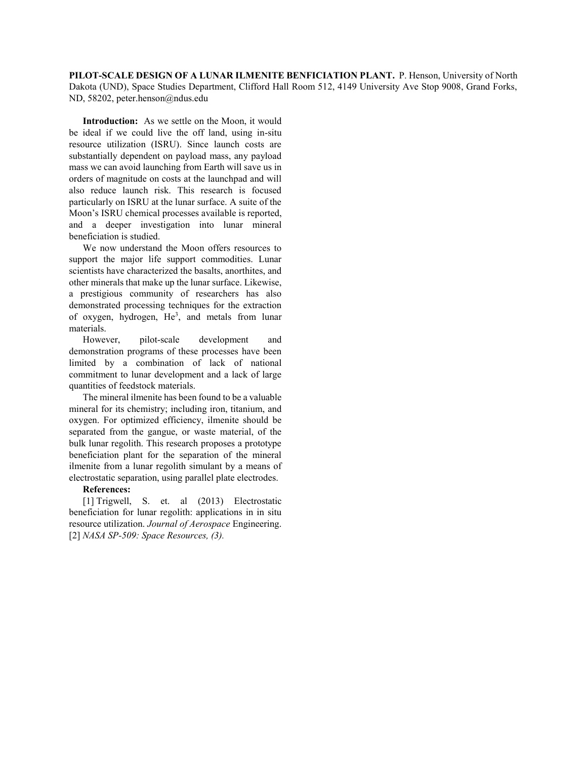**PILOT-SCALE DESIGN OF A LUNAR ILMENITE BENFICIATION PLANT.** P. Henson, University of North Dakota (UND), Space Studies Department, Clifford Hall Room 512, 4149 University Ave Stop 9008, Grand Forks, ND, 58202, peter.henson@ndus.edu

**Introduction:** As we settle on the Moon, it would be ideal if we could live the off land, using in-situ resource utilization (ISRU). Since launch costs are substantially dependent on payload mass, any payload mass we can avoid launching from Earth will save us in orders of magnitude on costs at the launchpad and will also reduce launch risk. This research is focused particularly on ISRU at the lunar surface. A suite of the Moon's ISRU chemical processes available is reported, and a deeper investigation into lunar mineral beneficiation is studied.

We now understand the Moon offers resources to support the major life support commodities. Lunar scientists have characterized the basalts, anorthites, and other minerals that make up the lunar surface. Likewise, a prestigious community of researchers has also demonstrated processing techniques for the extraction of oxygen, hydrogen, $He^3$, and metals from lunar materials.

However, pilot-scale development and demonstration programs of these processes have been limited by a combination of lack of national commitment to lunar development and a lack of large quantities of feedstock materials.

The mineral ilmenite has been found to be a valuable mineral for its chemistry; including iron, titanium, and oxygen. For optimized efficiency, ilmenite should be separated from the gangue, or waste material, of the bulk lunar regolith. This research proposes a prototype beneficiation plant for the separation of the mineral ilmenite from a lunar regolith simulant by a means of electrostatic separation, using parallel plate electrodes.

**References:**

[1] Trigwell, S. et. al (2013) Electrostatic beneficiation for lunar regolith: applications in in situ resource utilization. *Journal of Aerospace* Engineering.
[2] *NASA SP-509: Space Resources, (3).*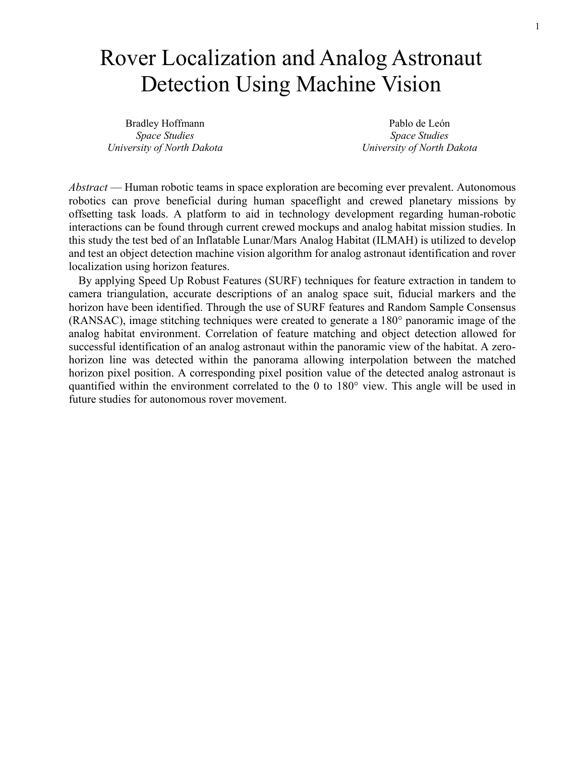# Rover Localization and Analog Astronaut Detection Using Machine Vision

Bradley Hoffmann
*Space Studies*
*University of North Dakota*

Pablo de León
*Space Studies*
*University of North Dakota*

*Abstract* — Human robotic teams in space exploration are becoming ever prevalent. Autonomous robotics can prove beneficial during human spaceflight and crewed planetary missions by offsetting task loads. A platform to aid in technology development regarding human-robotic interactions can be found through current crewed mockups and analog habitat mission studies. In this study the test bed of an Inflatable Lunar/Mars Analog Habitat (ILMAH) is utilized to develop and test an object detection machine vision algorithm for analog astronaut identification and rover localization using horizon features.

By applying Speed Up Robust Features (SURF) techniques for feature extraction in tandem to camera triangulation, accurate descriptions of an analog space suit, fiducial markers and the horizon have been identified. Through the use of SURF features and Random Sample Consensus (RANSAC), image stitching techniques were created to generate a 180° panoramic image of the analog habitat environment. Correlation of feature matching and object detection allowed for successful identification of an analog astronaut within the panoramic view of the habitat. A zero-horizon line was detected within the panorama allowing interpolation between the matched horizon pixel position. A corresponding pixel position value of the detected analog astronaut is quantified within the environment correlated to the 0 to 180° view. This angle will be used in future studies for autonomous rover movement.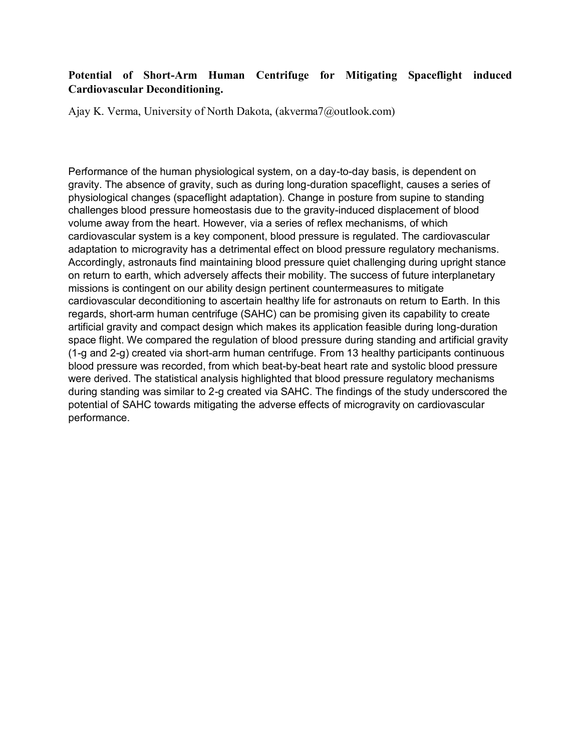**Potential of Short-Arm Human Centrifuge for Mitigating Spaceflight induced Cardiovascular Deconditioning.**

Ajay K. Verma, University of North Dakota, (akverma7@outlook.com)

Performance of the human physiological system, on a day-to-day basis, is dependent on gravity. The absence of gravity, such as during long-duration spaceflight, causes a series of physiological changes (spaceflight adaptation). Change in posture from supine to standing challenges blood pressure homeostasis due to the gravity-induced displacement of blood volume away from the heart. However, via a series of reflex mechanisms, of which cardiovascular system is a key component, blood pressure is regulated. The cardiovascular adaptation to microgravity has a detrimental effect on blood pressure regulatory mechanisms. Accordingly, astronauts find maintaining blood pressure quiet challenging during upright stance on return to earth, which adversely affects their mobility. The success of future interplanetary missions is contingent on our ability design pertinent countermeasures to mitigate cardiovascular deconditioning to ascertain healthy life for astronauts on return to Earth. In this regards, short-arm human centrifuge (SAHC) can be promising given its capability to create artificial gravity and compact design which makes its application feasible during long-duration space flight. We compared the regulation of blood pressure during standing and artificial gravity (1-g and 2-g) created via short-arm human centrifuge. From 13 healthy participants continuous blood pressure was recorded, from which beat-by-beat heart rate and systolic blood pressure were derived. The statistical analysis highlighted that blood pressure regulatory mechanisms during standing was similar to 2-g created via SAHC. The findings of the study underscored the potential of SAHC towards mitigating the adverse effects of microgravity on cardiovascular performance.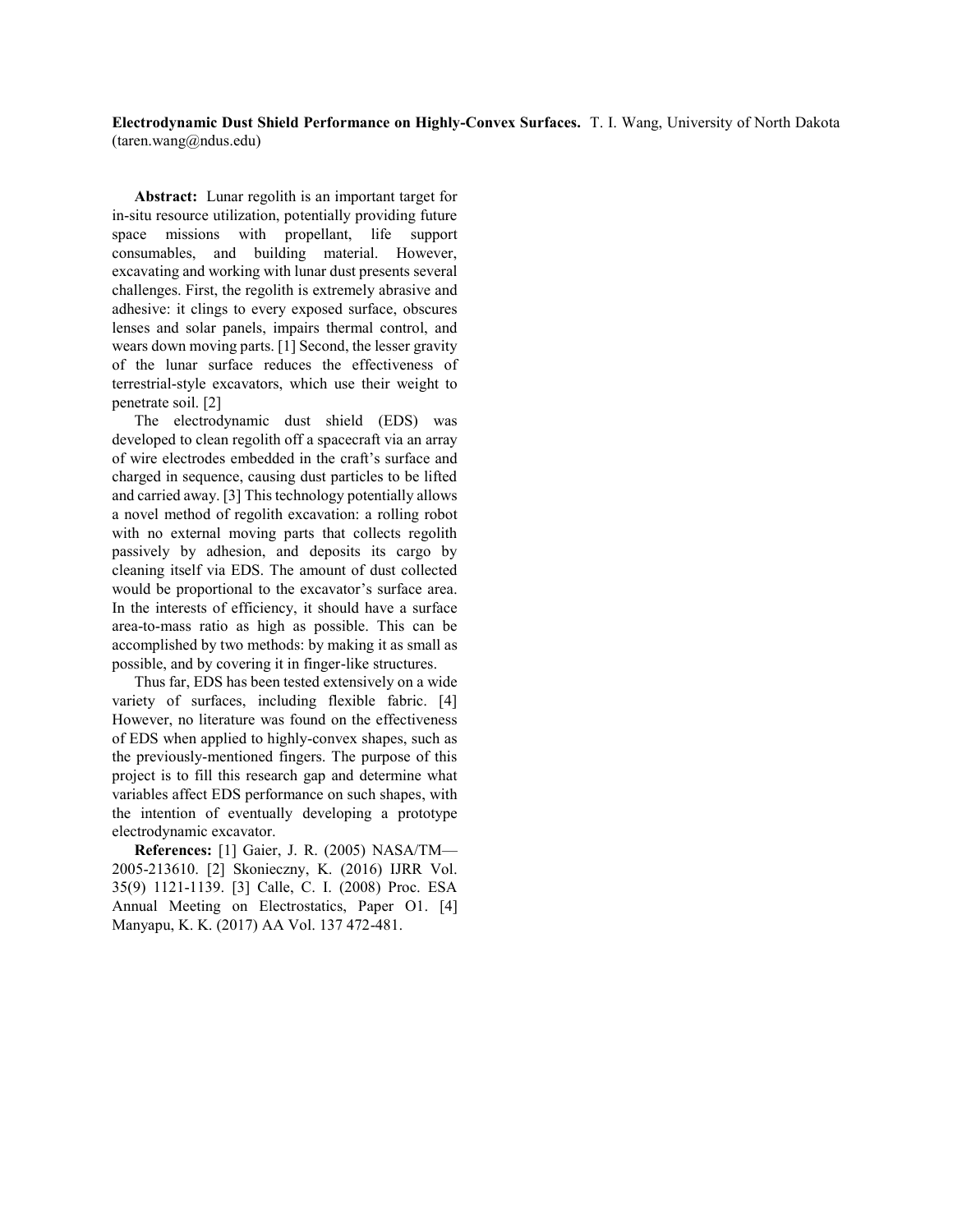**Electrodynamic Dust Shield Performance on Highly-Convex Surfaces.** T. I. Wang, University of North Dakota (taren.wang@ndus.edu)

**Abstract:** Lunar regolith is an important target for in-situ resource utilization, potentially providing future space missions with propellant, life support consumables, and building material. However, excavating and working with lunar dust presents several challenges. First, the regolith is extremely abrasive and adhesive: it clings to every exposed surface, obscures lenses and solar panels, impairs thermal control, and wears down moving parts. [1] Second, the lesser gravity of the lunar surface reduces the effectiveness of terrestrial-style excavators, which use their weight to penetrate soil. [2]

The electrodynamic dust shield (EDS) was developed to clean regolith off a spacecraft via an array of wire electrodes embedded in the craft's surface and charged in sequence, causing dust particles to be lifted and carried away. [3] This technology potentially allows a novel method of regolith excavation: a rolling robot with no external moving parts that collects regolith passively by adhesion, and deposits its cargo by cleaning itself via EDS. The amount of dust collected would be proportional to the excavator's surface area. In the interests of efficiency, it should have a surface area-to-mass ratio as high as possible. This can be accomplished by two methods: by making it as small as possible, and by covering it in finger-like structures.

Thus far, EDS has been tested extensively on a wide variety of surfaces, including flexible fabric. [4] However, no literature was found on the effectiveness of EDS when applied to highly-convex shapes, such as the previously-mentioned fingers. The purpose of this project is to fill this research gap and determine what variables affect EDS performance on such shapes, with the intention of eventually developing a prototype electrodynamic excavator.

**References:** [1] Gaier, J. R. (2005) NASA/TM—2005-213610. [2] Skonieczny, K. (2016) IJRR Vol. 35(9) 1121-1139. [3] Calle, C. I. (2008) Proc. ESA Annual Meeting on Electrostatics, Paper O1. [4] Manyapu, K. K. (2017) AA Vol. 137 472-481.